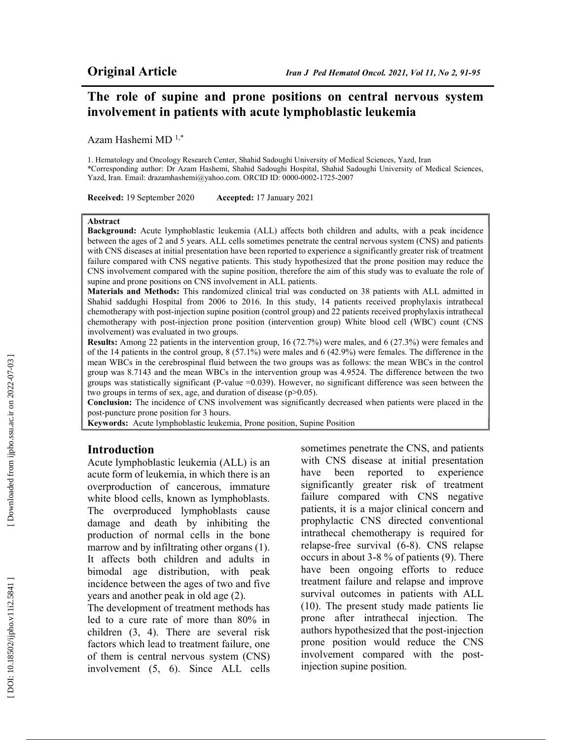**Original Article**

# The role of supine and prone positions on central nervous system involvement in patients with acute lymphoblastic leukemia

Azam Hashemi MD [1,*]

1. Hematology and Oncology Research Center, Shahid Sadoughi University of Medical Sciences, Yazd, Iran
*Corresponding author: Dr Azam Hashemi, Shahid Sadoughi Hospital, Shahid Sadoughi University of Medical Sciences, Yazd, Iran. Email: drazamhashemi@yahoo.com. ORCID ID: 0000-0002-1725-2007

**Received:** 19 September 2020 **Accepted:** 17 January 2021

**Abstract**

**Background:** Acute lymphoblastic leukemia (ALL) affects both children and adults, with a peak incidence between the ages of 2 and 5 years. ALL cells sometimes penetrate the central nervous system (CNS) and patients with CNS diseases at initial presentation have been reported to experience a significantly greater risk of treatment failure compared with CNS negative patients. This study hypothesized that the prone position may reduce the CNS involvement compared with the supine position, therefore the aim of this study was to evaluate the role of supine and prone positions on CNS involvement in ALL patients.

**Materials and Methods:** This randomized clinical trial was conducted on 38 patients with ALL admitted in Shahid saddughi Hospital from 2006 to 2016. In this study, 14 patients received prophylaxis intrathecal chemotherapy with post-injection supine position (control group) and 22 patients received prophylaxis intrathecal chemotherapy with post-injection prone position (intervention group) White blood cell (WBC) count (CNS involvement) was evaluated in two groups.

**Results:** Among 22 patients in the intervention group, 16 (72.7%) were males, and 6 (27.3%) were females and of the 14 patients in the control group, 8 (57.1%) were males and 6 (42.9%) were females. The difference in the mean WBCs in the cerebrospinal fluid between the two groups was as follows: the mean WBCs in the control group was 8.7143 and the mean WBCs in the intervention group was 4.9524. The difference between the two groups was statistically significant (P-value =0.039). However, no significant difference was seen between the two groups in terms of sex, age, and duration of disease (p>0.05).

**Conclusion:** The incidence of CNS involvement was significantly decreased when patients were placed in the post-puncture prone position for 3 hours.

**Keywords:** Acute lymphoblastic leukemia, Prone position, Supine Position

## Introduction

Acute lymphoblastic leukemia (ALL) is an acute form of leukemia, in which there is an overproduction of cancerous, immature white blood cells, known as lymphoblasts. The overproduced lymphoblasts cause damage and death by inhibiting the production of normal cells in the bone marrow and by infiltrating other organs (1). It affects both children and adults in bimodal age distribution, with peak incidence between the ages of two and five years and another peak in old age (2).

The development of treatment methods has led to a cure rate of more than 80% in children (3, 4). There are several risk factors which lead to treatment failure, one of them is central nervous system (CNS) involvement (5, 6). Since ALL cells sometimes penetrate the CNS, and patients with CNS disease at initial presentation have been reported to experience significantly greater risk of treatment failure compared with CNS negative patients, it is a major clinical concern and prophylactic CNS directed conventional intrathecal chemotherapy is required for relapse-free survival (6-8). CNS relapse occurs in about 3-8 % of patients (9). There have been ongoing efforts to reduce treatment failure and relapse and improve survival outcomes in patients with ALL (10). The present study made patients lie prone after intrathecal injection. The authors hypothesized that the post-injection prone position would reduce the CNS involvement compared with the post-injection supine position.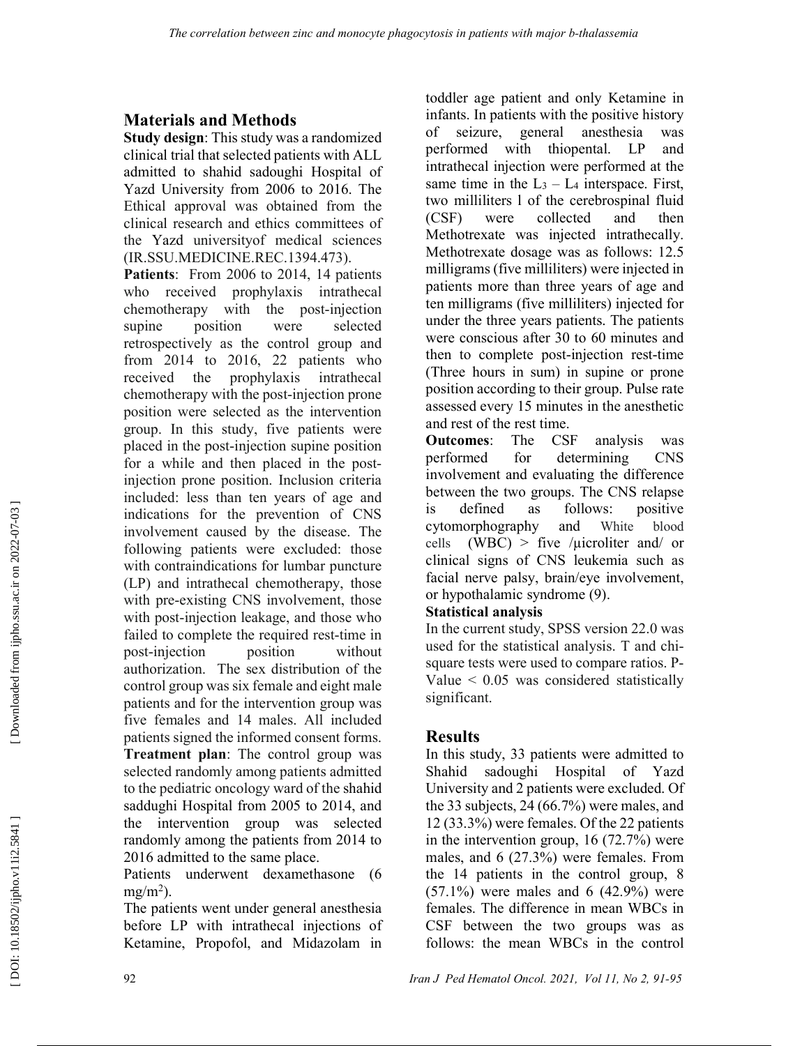## Materials and Methods

**Study design**: This study was a randomized clinical trial that selected patients with ALL admitted to shahid sadoughi Hospital of Yazd University from 2006 to 2016. The Ethical approval was obtained from the clinical research and ethics committees of the Yazd universityof medical sciences (IR.SSU.MEDICINE.REC.1394.473).

**Patients**: From 2006 to 2014, 14 patients who received prophylaxis intrathecal chemotherapy with the post-injection supine position were selected retrospectively as the control group and from 2014 to 2016, 22 patients who received the prophylaxis intrathecal chemotherapy with the post-injection prone position were selected as the intervention group. In this study, five patients were placed in the post-injection supine position for a while and then placed in the post-injection prone position. Inclusion criteria included: less than ten years of age and indications for the prevention of CNS involvement caused by the disease. The following patients were excluded: those with contraindications for lumbar puncture (LP) and intrathecal chemotherapy, those with pre-existing CNS involvement, those with post-injection leakage, and those who failed to complete the required rest-time in post-injection position without authorization. The sex distribution of the control group was six female and eight male patients and for the intervention group was five females and 14 males. All included patients signed the informed consent forms.

**Treatment plan**: The control group was selected randomly among patients admitted to the pediatric oncology ward of the shahid saddughi Hospital from 2005 to 2014, and the intervention group was selected randomly among the patients from 2014 to 2016 admitted to the same place.

Patients underwent dexamethasone (6 $mg/m^2$).

The patients went under general anesthesia before LP with intrathecal injections of Ketamine, Propofol, and Midazolam in toddler age patient and only Ketamine in infants. In patients with the positive history of seizure, general anesthesia was performed with thiopental. LP and intrathecal injection were performed at the same time in the $L_3 - L_4$ interspace. First, two milliliters l of the cerebrospinal fluid (CSF) were collected and then Methotrexate was injected intrathecally. Methotrexate dosage was as follows: 12.5 milligrams (five milliliters) were injected in patients more than three years of age and ten milligrams (five milliliters) injected for under the three years patients. The patients were conscious after 30 to 60 minutes and then to complete post-injection rest-time (Three hours in sum) in supine or prone position according to their group. Pulse rate assessed every 15 minutes in the anesthetic and rest of the rest time.

**Outcomes**: The CSF analysis was performed for determining CNS involvement and evaluating the difference between the two groups. The CNS relapse is defined as follows: positive cytomorphography and White blood cells (WBC) > five /µicroliter and/ or clinical signs of CNS leukemia such as facial nerve palsy, brain/eye involvement, or hypothalamic syndrome (9).

**Statistical analysis**

In the current study, SPSS version 22.0 was used for the statistical analysis. T and chi-square tests were used to compare ratios. P-Value < 0.05 was considered statistically significant.

## Results

In this study, 33 patients were admitted to Shahid sadoughi Hospital of Yazd University and 2 patients were excluded. Of the 33 subjects, 24 (66.7%) were males, and 12 (33.3%) were females. Of the 22 patients in the intervention group, 16 (72.7%) were males, and 6 (27.3%) were females. From the 14 patients in the control group, 8 (57.1%) were males and 6 (42.9%) were females. The difference in mean WBCs in CSF between the two groups was as follows: the mean WBCs in the control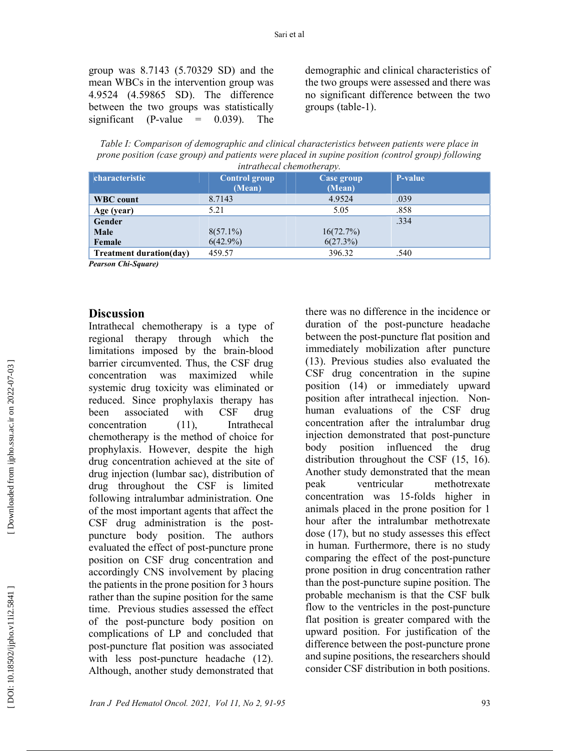group was 8.7143 (5.70329 SD) and the mean WBCs in the intervention group was 4.9524 (4.59865 SD). The difference between the two groups was statistically significant (P-value = 0.039). The demographic and clinical characteristics of the two groups were assessed and there was no significant difference between the two groups (table-1).

*Table I: Comparison of demographic and clinical characteristics between patients were place in prone position (case group) and patients were placed in supine position (control group) following intrathecal chemotherapy.*

| characteristic | Control group (Mean) | Case group (Mean) | P-value |
|---|---|---|---|
| **WBC count** | 8.7143 | 4.9524 | .039 |
| **Age (year)** | 5.21 | 5.05 | .858 |
| **Gender** | | | .334 |
| **Male** | 8(57.1%) | 16(72.7%) | |
| **Female** | 6(42.9%) | 6(27.3%) | |
| **Treatment duration(day)** | 459.57 | 396.32 | .540 |

***Pearson Chi-Square)***

## Discussion

Intrathecal chemotherapy is a type of regional therapy through which the limitations imposed by the brain-blood barrier circumvented. Thus, the CSF drug concentration was maximized while systemic drug toxicity was eliminated or reduced. Since prophylaxis therapy has been associated with CSF drug concentration (11), Intrathecal chemotherapy is the method of choice for prophylaxis. However, despite the high drug concentration achieved at the site of drug injection (lumbar sac), distribution of drug throughout the CSF is limited following intralumbar administration. One of the most important agents that affect the CSF drug administration is the post-puncture body position. The authors evaluated the effect of post-puncture prone position on CSF drug concentration and accordingly CNS involvement by placing the patients in the prone position for 3 hours rather than the supine position for the same time. Previous studies assessed the effect of the post-puncture body position on complications of LP and concluded that post-puncture flat position was associated with less post-puncture headache (12). Although, another study demonstrated that there was no difference in the incidence or duration of the post-puncture headache between the post-puncture flat position and immediately mobilization after puncture (13). Previous studies also evaluated the CSF drug concentration in the supine position (14) or immediately upward position after intrathecal injection. Non-human evaluations of the CSF drug concentration after the intralumbar drug injection demonstrated that post-puncture body position influenced the drug distribution throughout the CSF (15, 16). Another study demonstrated that the mean peak ventricular methotrexate concentration was 15-folds higher in animals placed in the prone position for 1 hour after the intralumbar methotrexate dose (17), but no study assesses this effect in human. Furthermore, there is no study comparing the effect of the post-puncture prone position in drug concentration rather than the post-puncture supine position. The probable mechanism is that the CSF bulk flow to the ventricles in the post-puncture flat position is greater compared with the upward position. For justification of the difference between the post-puncture prone and supine positions, the researchers should consider CSF distribution in both positions.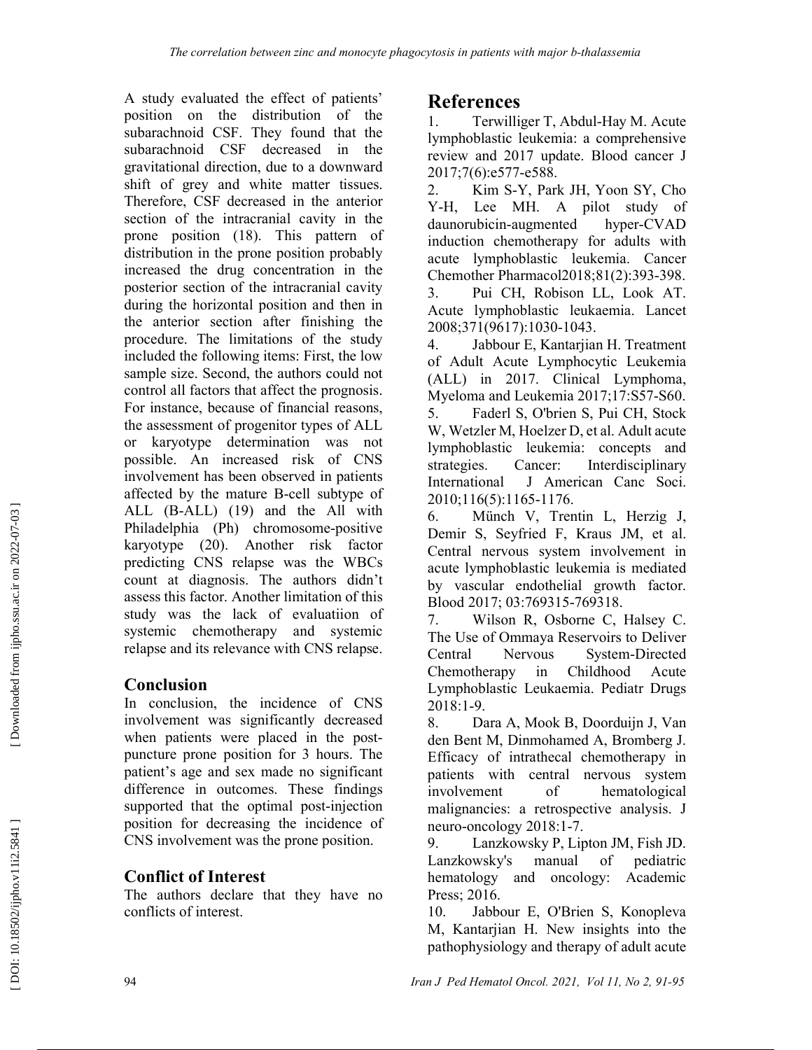A study evaluated the effect of patients' position on the distribution of the subarachnoid CSF. They found that the subarachnoid CSF decreased in the gravitational direction, due to a downward shift of grey and white matter tissues. Therefore, CSF decreased in the anterior section of the intracranial cavity in the prone position (18). This pattern of distribution in the prone position probably increased the drug concentration in the posterior section of the intracranial cavity during the horizontal position and then in the anterior section after finishing the procedure. The limitations of the study included the following items: First, the low sample size. Second, the authors could not control all factors that affect the prognosis. For instance, because of financial reasons, the assessment of progenitor types of ALL or karyotype determination was not possible. An increased risk of CNS involvement has been observed in patients affected by the mature B-cell subtype of ALL (B-ALL) (19) and the All with Philadelphia (Ph) chromosome-positive karyotype (20). Another risk factor predicting CNS relapse was the WBCs count at diagnosis. The authors didn't assess this factor. Another limitation of this study was the lack of evaluatiion of systemic chemotherapy and systemic relapse and its relevance with CNS relapse.

## Conclusion

In conclusion, the incidence of CNS involvement was significantly decreased when patients were placed in the post-puncture prone position for 3 hours. The patient's age and sex made no significant difference in outcomes. These findings supported that the optimal post-injection position for decreasing the incidence of CNS involvement was the prone position.

## Conflict of Interest

The authors declare that they have no conflicts of interest.

# References

1. Terwilliger T, Abdul-Hay M. Acute lymphoblastic leukemia: a comprehensive review and 2017 update. Blood cancer J 2017;7(6):e577-e588.
2. Kim S-Y, Park JH, Yoon SY, Cho Y-H, Lee MH. A pilot study of daunorubicin-augmented hyper-CVAD induction chemotherapy for adults with acute lymphoblastic leukemia. Cancer Chemother Pharmacol2018;81(2):393-398.
3. Pui CH, Robison LL, Look AT. Acute lymphoblastic leukaemia. Lancet 2008;371(9617):1030-1043.
4. Jabbour E, Kantarjian H. Treatment of Adult Acute Lymphocytic Leukemia (ALL) in 2017. Clinical Lymphoma, Myeloma and Leukemia 2017;17:S57-S60.
5. Faderl S, O'brien S, Pui CH, Stock W, Wetzler M, Hoelzer D, et al. Adult acute lymphoblastic leukemia: concepts and strategies. Cancer: Interdisciplinary International J American Canc Soci. 2010;116(5):1165-1176.
6. Münch V, Trentin L, Herzig J, Demir S, Seyfried F, Kraus JM, et al. Central nervous system involvement in acute lymphoblastic leukemia is mediated by vascular endothelial growth factor. Blood 2017; 03:769315-769318.
7. Wilson R, Osborne C, Halsey C. The Use of Ommaya Reservoirs to Deliver Central Nervous System-Directed Chemotherapy in Childhood Acute Lymphoblastic Leukaemia. Pediatr Drugs 2018:1-9.
8. Dara A, Mook B, Doorduijn J, Van den Bent M, Dinmohamed A, Bromberg J. Efficacy of intrathecal chemotherapy in patients with central nervous system involvement of hematological malignancies: a retrospective analysis. J neuro-oncology 2018:1-7.
9. Lanzkowsky P, Lipton JM, Fish JD. Lanzkowsky's manual of pediatric hematology and oncology: Academic Press; 2016.
10. Jabbour E, O'Brien S, Konopleva M, Kantarjian H. New insights into the pathophysiology and therapy of adult acute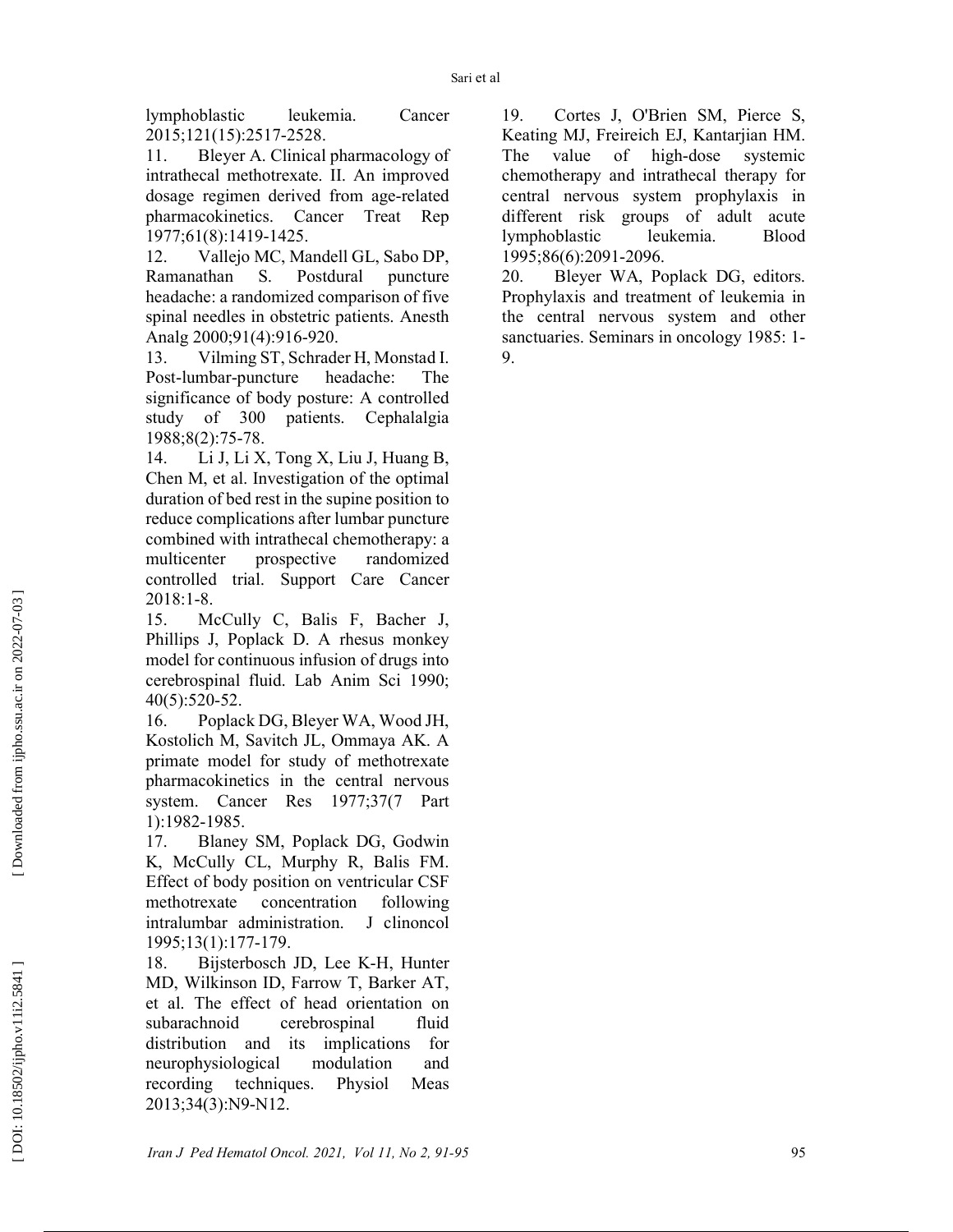lymphoblastic leukemia. Cancer 2015;121(15):2517-2528.

11. Bleyer A. Clinical pharmacology of intrathecal methotrexate. II. An improved dosage regimen derived from age-related pharmacokinetics. Cancer Treat Rep 1977;61(8):1419-1425.

12. Vallejo MC, Mandell GL, Sabo DP, Ramanathan S. Postdural puncture headache: a randomized comparison of five spinal needles in obstetric patients. Anesth Analg 2000;91(4):916-920.

13. Vilming ST, Schrader H, Monstad I. Post-lumbar-puncture headache: The significance of body posture: A controlled study of 300 patients. Cephalalgia 1988;8(2):75-78.

14. Li J, Li X, Tong X, Liu J, Huang B, Chen M, et al. Investigation of the optimal duration of bed rest in the supine position to reduce complications after lumbar puncture combined with intrathecal chemotherapy: a multicenter prospective randomized controlled trial. Support Care Cancer 2018:1-8.

15. McCully C, Balis F, Bacher J, Phillips J, Poplack D. A rhesus monkey model for continuous infusion of drugs into cerebrospinal fluid. Lab Anim Sci 1990; 40(5):520-52.

16. Poplack DG, Bleyer WA, Wood JH, Kostolich M, Savitch JL, Ommaya AK. A primate model for study of methotrexate pharmacokinetics in the central nervous system. Cancer Res 1977;37(7 Part 1):1982-1985.

17. Blaney SM, Poplack DG, Godwin K, McCully CL, Murphy R, Balis FM. Effect of body position on ventricular CSF methotrexate concentration following intralumbar administration. J clinoncol 1995;13(1):177-179.

18. Bijsterbosch JD, Lee K-H, Hunter MD, Wilkinson ID, Farrow T, Barker AT, et al. The effect of head orientation on subarachnoid cerebrospinal fluid distribution and its implications for neurophysiological modulation and recording techniques. Physiol Meas 2013;34(3):N9-N12.

19. Cortes J, O'Brien SM, Pierce S, Keating MJ, Freireich EJ, Kantarjian HM. The value of high-dose systemic chemotherapy and intrathecal therapy for central nervous system prophylaxis in different risk groups of adult acute lymphoblastic leukemia. Blood 1995;86(6):2091-2096.

20. Bleyer WA, Poplack DG, editors. Prophylaxis and treatment of leukemia in the central nervous system and other sanctuaries. Seminars in oncology 1985: 1-9.